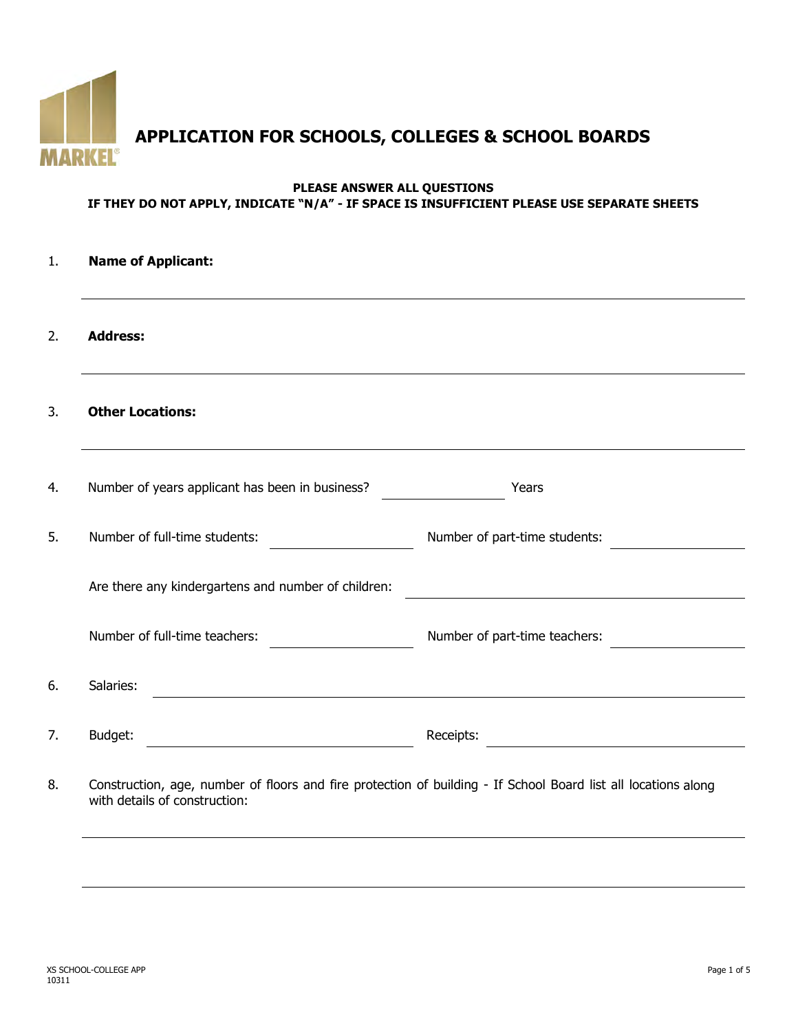# APPLICATION FOR SCHOOLS, COLLEGES & SCHOOL BOARDS

**PLEASE ANSWER ALL QUESTIONS**
**IF THEY DO NOT APPLY, INDICATE "N/A" - IF SPACE IS INSUFFICIENT PLEASE USE SEPARATE SHEETS**

1. **Name of Applicant:** ______________________________

2. **Address:** ______________________________

3. **Other Locations:** ______________________________

4. Number of years applicant has been in business? __________ Years

5. Number of full-time students: __________ Number of part-time students: __________

   Are there any kindergartens and number of children: __________

   Number of full-time teachers: __________ Number of part-time teachers: __________

6. Salaries: ______________________________

7. Budget: __________ Receipts: __________

8. Construction, age, number of floors and fire protection of building - If School Board list all locations along with details of construction:

   ______________________________

   ______________________________

XS SCHOOL-COLLEGE APP
10311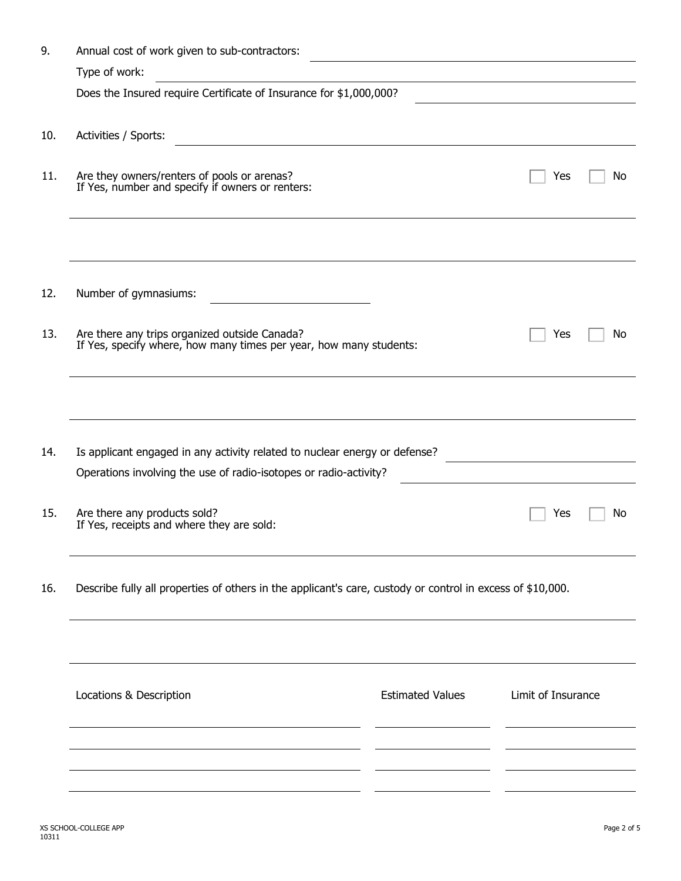9. Annual cost of work given to sub-contractors: \_\_\_\_\_\_\_\_\_\_\_\_\_\_\_\_\_\_\_\_

   Type of work: \_\_\_\_\_\_\_\_\_\_\_\_\_\_\_\_\_\_\_\_

   Does the Insured require Certificate of Insurance for $1,000,000? \_\_\_\_\_\_\_\_\_\_\_\_\_\_\_\_\_\_\_\_

10. Activities / Sports: \_\_\_\_\_\_\_\_\_\_\_\_\_\_\_\_\_\_\_\_

11. Are they owners/renters of pools or arenas? ☐ Yes ☐ No
    If Yes, number and specify if owners or renters:

    \_\_\_\_\_\_\_\_\_\_\_\_\_\_\_\_\_\_\_\_

    \_\_\_\_\_\_\_\_\_\_\_\_\_\_\_\_\_\_\_\_

12. Number of gymnasiums: \_\_\_\_\_\_\_\_\_\_\_\_\_\_\_\_\_\_\_\_

13. Are there any trips organized outside Canada? ☐ Yes ☐ No
    If Yes, specify where, how many times per year, how many students:

    \_\_\_\_\_\_\_\_\_\_\_\_\_\_\_\_\_\_\_\_

    \_\_\_\_\_\_\_\_\_\_\_\_\_\_\_\_\_\_\_\_

14. Is applicant engaged in any activity related to nuclear energy or defense? \_\_\_\_\_\_\_\_\_\_\_\_\_\_\_\_\_\_\_\_

    Operations involving the use of radio-isotopes or radio-activity? \_\_\_\_\_\_\_\_\_\_\_\_\_\_\_\_\_\_\_\_

15. Are there any products sold? ☐ Yes ☐ No
    If Yes, receipts and where they are sold:

    \_\_\_\_\_\_\_\_\_\_\_\_\_\_\_\_\_\_\_\_

16. Describe fully all properties of others in the applicant's care, custody or control in excess of $10,000.

    \_\_\_\_\_\_\_\_\_\_\_\_\_\_\_\_\_\_\_\_

    \_\_\_\_\_\_\_\_\_\_\_\_\_\_\_\_\_\_\_\_

| Locations & Description | Estimated Values | Limit of Insurance |
|---|---|---|
| | | |
| | | |
| | | |
| | | |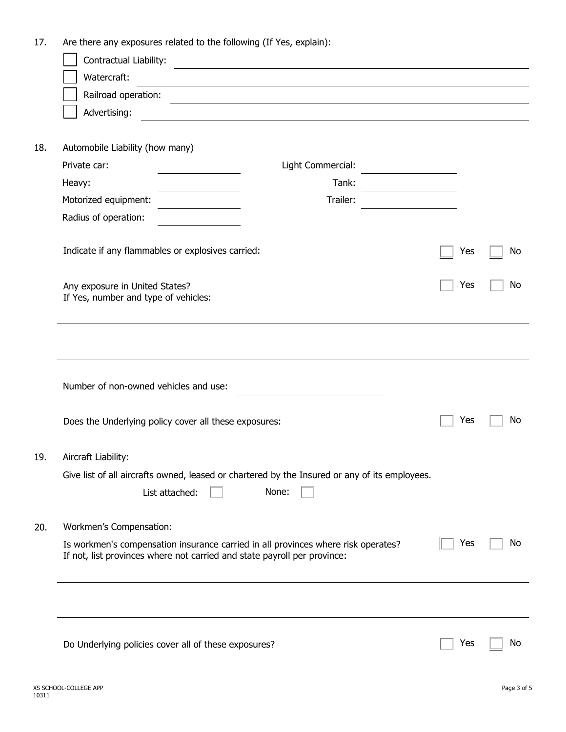17. Are there any exposures related to the following (If Yes, explain):

- ☐ Contractual Liability: \_\_\_\_\_\_\_\_\_\_\_\_\_\_\_\_\_\_\_\_
- ☐ Watercraft: \_\_\_\_\_\_\_\_\_\_\_\_\_\_\_\_\_\_\_\_
- ☐ Railroad operation: \_\_\_\_\_\_\_\_\_\_\_\_\_\_\_\_\_\_\_\_
- ☐ Advertising: \_\_\_\_\_\_\_\_\_\_\_\_\_\_\_\_\_\_\_\_

18. Automobile Liability (how many)

| | | | |
|---|---|---|---|
| Private car: | \_\_\_\_\_\_\_\_\_\_ | Light Commercial: | \_\_\_\_\_\_\_\_\_\_ |
| Heavy: | \_\_\_\_\_\_\_\_\_\_ | Tank: | \_\_\_\_\_\_\_\_\_\_ |
| Motorized equipment: | \_\_\_\_\_\_\_\_\_\_ | Trailer: | \_\_\_\_\_\_\_\_\_\_ |
| Radius of operation: | \_\_\_\_\_\_\_\_\_\_ | | |

Indicate if any flammables or explosives carried: ☐ Yes ☐ No

Any exposure in United States? ☐ Yes ☐ No
If Yes, number and type of vehicles:

\_\_\_\_\_\_\_\_\_\_\_\_\_\_\_\_\_\_\_\_\_\_\_\_\_\_\_\_\_\_\_\_\_\_\_\_\_\_\_\_

\_\_\_\_\_\_\_\_\_\_\_\_\_\_\_\_\_\_\_\_\_\_\_\_\_\_\_\_\_\_\_\_\_\_\_\_\_\_\_\_

Number of non-owned vehicles and use: \_\_\_\_\_\_\_\_\_\_\_\_\_\_\_\_\_\_\_\_

Does the Underlying policy cover all these exposures: ☐ Yes ☐ No

19. Aircraft Liability:

Give list of all aircrafts owned, leased or chartered by the Insured or any of its employees.

List attached: ☐ None: ☐

20. Workmen's Compensation:

Is workmen's compensation insurance carried in all provinces where risk operates? ☐ Yes ☐ No
If not, list provinces where not carried and state payroll per province:

\_\_\_\_\_\_\_\_\_\_\_\_\_\_\_\_\_\_\_\_\_\_\_\_\_\_\_\_\_\_\_\_\_\_\_\_\_\_\_\_

\_\_\_\_\_\_\_\_\_\_\_\_\_\_\_\_\_\_\_\_\_\_\_\_\_\_\_\_\_\_\_\_\_\_\_\_\_\_\_\_

Do Underlying policies cover all of these exposures? ☐ Yes ☐ No

XS SCHOOL-COLLEGE APP
10311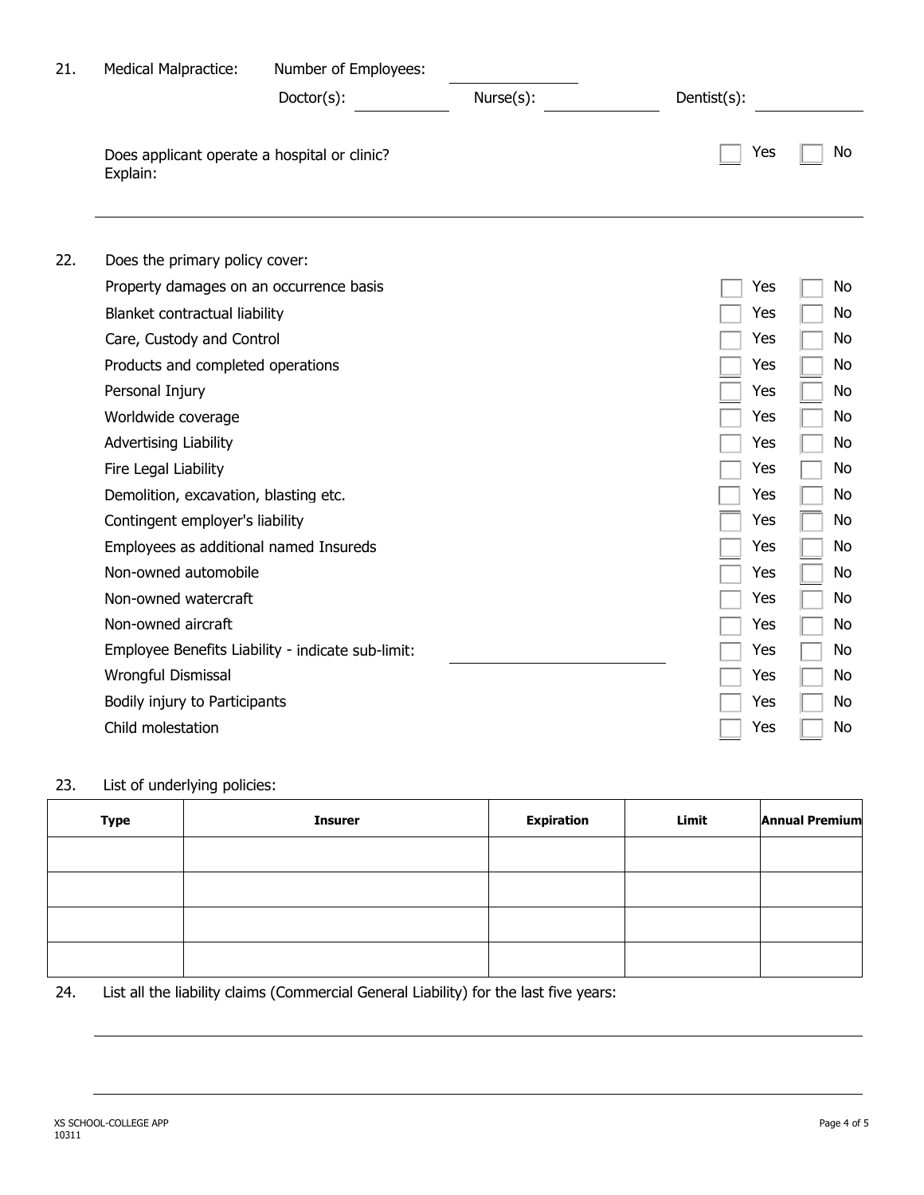21. Medical Malpractice: Number of Employees: ____________

Doctor(s): ____________ Nurse(s): ____________ Dentist(s): ____________

Does applicant operate a hospital or clinic? ☐ Yes ☐ No

Explain:

______________________________________________________________________

22. Does the primary policy cover:

| | | |
|---|---|---|
| Property damages on an occurrence basis | ☐ Yes | ☐ No |
| Blanket contractual liability | ☐ Yes | ☐ No |
| Care, Custody and Control | ☐ Yes | ☐ No |
| Products and completed operations | ☐ Yes | ☐ No |
| Personal Injury | ☐ Yes | ☐ No |
| Worldwide coverage | ☐ Yes | ☐ No |
| Advertising Liability | ☐ Yes | ☐ No |
| Fire Legal Liability | ☐ Yes | ☐ No |
| Demolition, excavation, blasting etc. | ☐ Yes | ☐ No |
| Contingent employer's liability | ☐ Yes | ☐ No |
| Employees as additional named Insureds | ☐ Yes | ☐ No |
| Non-owned automobile | ☐ Yes | ☐ No |
| Non-owned watercraft | ☐ Yes | ☐ No |
| Non-owned aircraft | ☐ Yes | ☐ No |
| Employee Benefits Liability - indicate sub-limit: ____________ | ☐ Yes | ☐ No |
| Wrongful Dismissal | ☐ Yes | ☐ No |
| Bodily injury to Participants | ☐ Yes | ☐ No |
| Child molestation | ☐ Yes | ☐ No |

23. List of underlying policies:

| Type | Insurer | Expiration | Limit | Annual Premium |
|---|---|---|---|---|
| | | | | |
| | | | | |
| | | | | |
| | | | | |

24. List all the liability claims (Commercial General Liability) for the last five years:

______________________________________________________________________

______________________________________________________________________

XS SCHOOL-COLLEGE APP
10311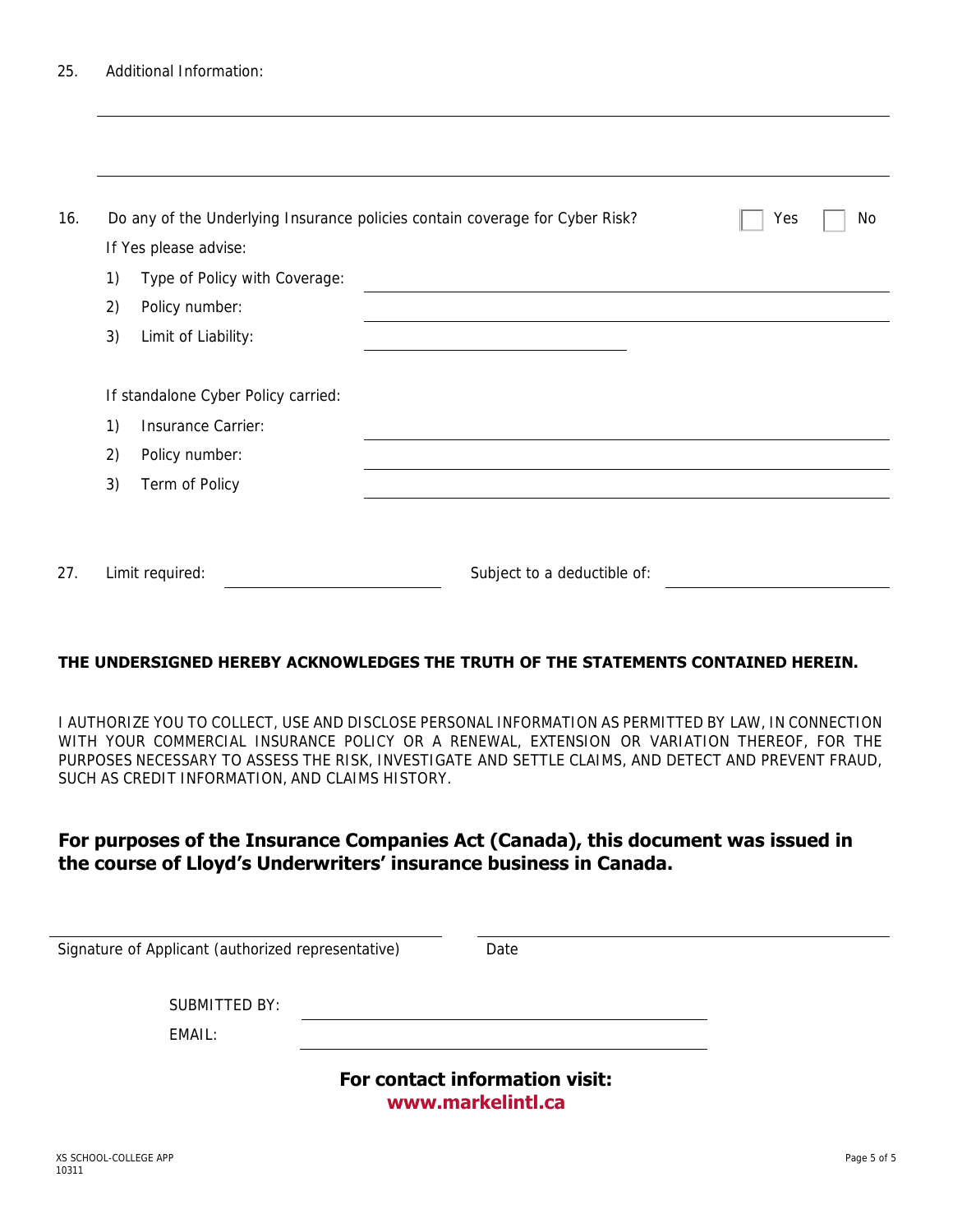25. Additional Information:

\_\_\_\_\_\_\_\_\_\_\_\_\_\_\_\_\_\_\_\_\_\_\_\_\_\_\_\_\_\_\_\_\_\_\_\_\_\_\_\_

\_\_\_\_\_\_\_\_\_\_\_\_\_\_\_\_\_\_\_\_\_\_\_\_\_\_\_\_\_\_\_\_\_\_\_\_\_\_\_\_

16. Do any of the Underlying Insurance policies contain coverage for Cyber Risk? ☐ Yes ☐ No

If Yes please advise:

1) Type of Policy with Coverage: \_\_\_\_\_\_\_\_\_\_\_\_\_\_\_\_\_\_\_\_
2) Policy number: \_\_\_\_\_\_\_\_\_\_\_\_\_\_\_\_\_\_\_\_
3) Limit of Liability: \_\_\_\_\_\_\_\_\_\_\_\_\_\_\_\_\_\_\_\_

If standalone Cyber Policy carried:

1) Insurance Carrier: \_\_\_\_\_\_\_\_\_\_\_\_\_\_\_\_\_\_\_\_
2) Policy number: \_\_\_\_\_\_\_\_\_\_\_\_\_\_\_\_\_\_\_\_
3) Term of Policy \_\_\_\_\_\_\_\_\_\_\_\_\_\_\_\_\_\_\_\_

27. Limit required: \_\_\_\_\_\_\_\_\_\_\_\_\_\_\_\_\_\_\_\_ Subject to a deductible of: \_\_\_\_\_\_\_\_\_\_\_\_\_\_\_\_\_\_\_\_

**THE UNDERSIGNED HEREBY ACKNOWLEDGES THE TRUTH OF THE STATEMENTS CONTAINED HEREIN.**

I AUTHORIZE YOU TO COLLECT, USE AND DISCLOSE PERSONAL INFORMATION AS PERMITTED BY LAW, IN CONNECTION WITH YOUR COMMERCIAL INSURANCE POLICY OR A RENEWAL, EXTENSION OR VARIATION THEREOF, FOR THE PURPOSES NECESSARY TO ASSESS THE RISK, INVESTIGATE AND SETTLE CLAIMS, AND DETECT AND PREVENT FRAUD, SUCH AS CREDIT INFORMATION, AND CLAIMS HISTORY.

**For purposes of the Insurance Companies Act (Canada), this document was issued in the course of Lloyd's Underwriters' insurance business in Canada.**

\_\_\_\_\_\_\_\_\_\_\_\_\_\_\_\_\_\_\_\_\_\_\_\_\_\_\_\_\_\_ \_\_\_\_\_\_\_\_\_\_\_\_\_\_\_\_\_\_\_\_

Signature of Applicant (authorized representative) Date

SUBMITTED BY: \_\_\_\_\_\_\_\_\_\_\_\_\_\_\_\_\_\_\_\_

EMAIL: \_\_\_\_\_\_\_\_\_\_\_\_\_\_\_\_\_\_\_\_

**For contact information visit:**
**www.markelintl.ca**

XS SCHOOL-COLLEGE APP
10311